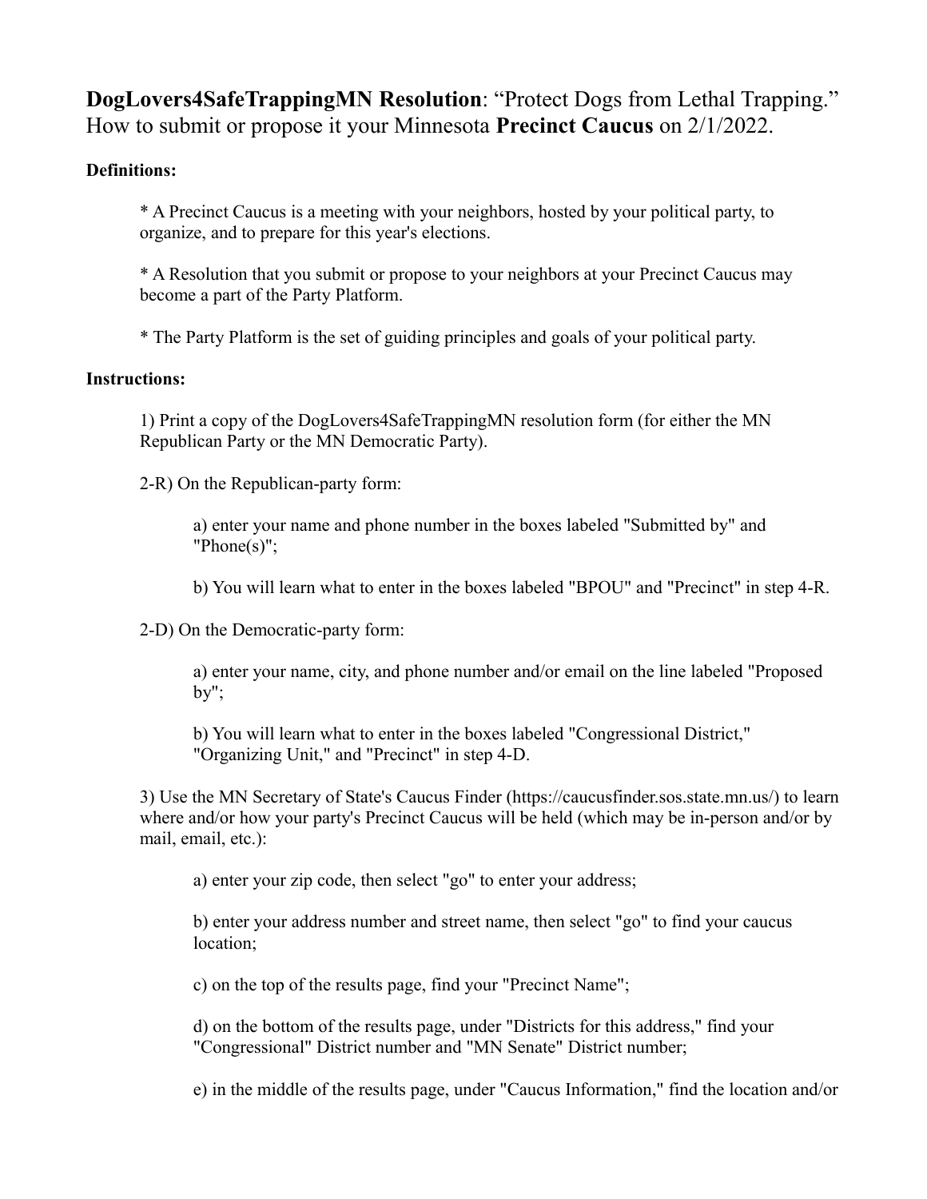**DogLovers4SafeTrappingMN Resolution**: "Protect Dogs from Lethal Trapping." How to submit or propose it your Minnesota **Precinct Caucus** on 2/1/2022.

**Definitions:**

> * A Precinct Caucus is a meeting with your neighbors, hosted by your political party, to organize, and to prepare for this year's elections.
>
> * A Resolution that you submit or propose to your neighbors at your Precinct Caucus may become a part of the Party Platform.
>
> * The Party Platform is the set of guiding principles and goals of your political party.

**Instructions:**

1) Print a copy of the DogLovers4SafeTrappingMN resolution form (for either the MN Republican Party or the MN Democratic Party).

2-R) On the Republican-party form:

> a) enter your name and phone number in the boxes labeled "Submitted by" and "Phone(s)";
>
> b) You will learn what to enter in the boxes labeled "BPOU" and "Precinct" in step 4-R.

2-D) On the Democratic-party form:

> a) enter your name, city, and phone number and/or email on the line labeled "Proposed by";
>
> b) You will learn what to enter in the boxes labeled "Congressional District," "Organizing Unit," and "Precinct" in step 4-D.

3) Use the MN Secretary of State's Caucus Finder (https://caucusfinder.sos.state.mn.us/) to learn where and/or how your party's Precinct Caucus will be held (which may be in-person and/or by mail, email, etc.):

> a) enter your zip code, then select "go" to enter your address;
>
> b) enter your address number and street name, then select "go" to find your caucus location;
>
> c) on the top of the results page, find your "Precinct Name";
>
> d) on the bottom of the results page, under "Districts for this address," find your "Congressional" District number and "MN Senate" District number;
>
> e) in the middle of the results page, under "Caucus Information," find the location and/or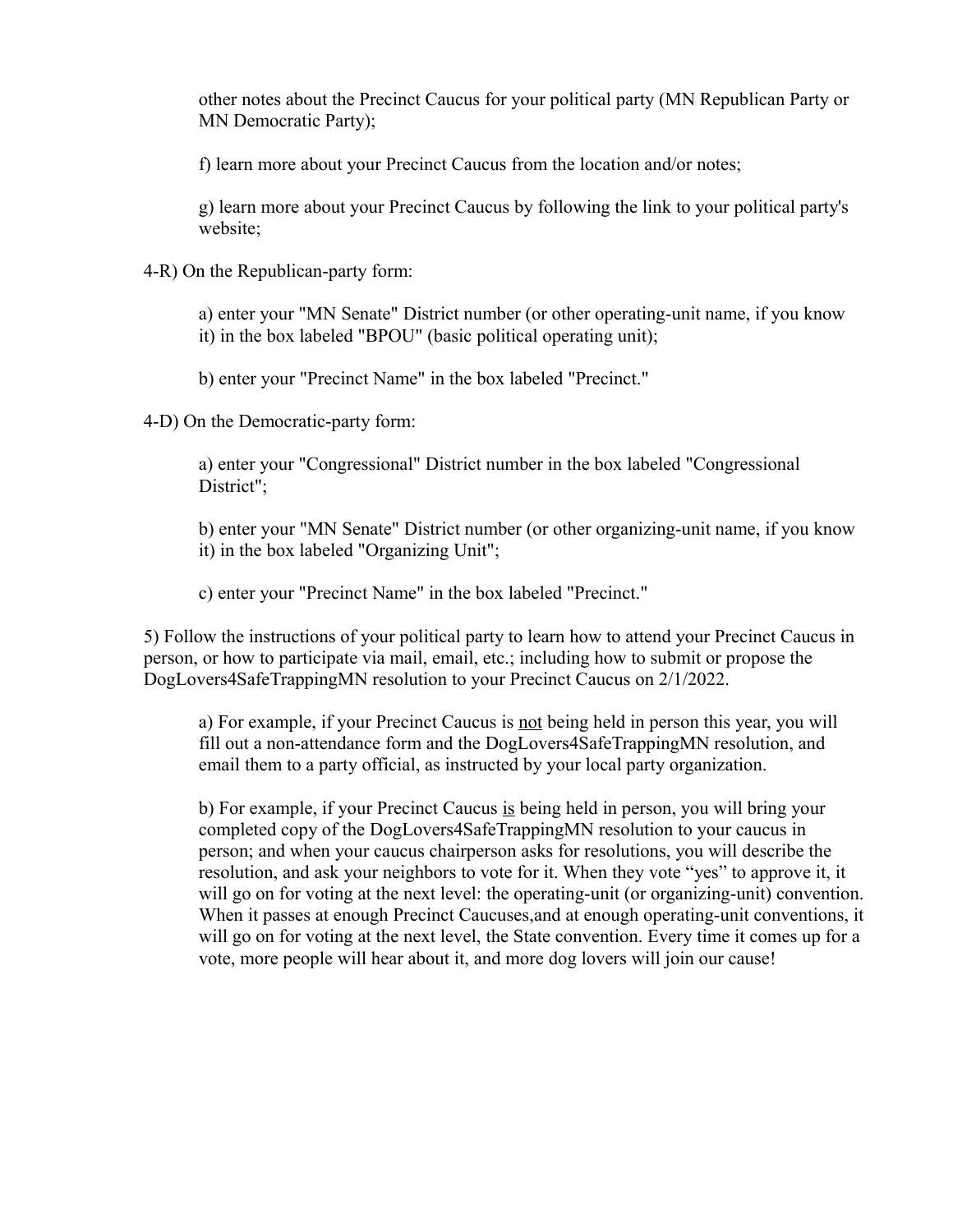other notes about the Precinct Caucus for your political party (MN Republican Party or MN Democratic Party);

f) learn more about your Precinct Caucus from the location and/or notes;

g) learn more about your Precinct Caucus by following the link to your political party's website;

4-R) On the Republican-party form:

a) enter your "MN Senate" District number (or other operating-unit name, if you know it) in the box labeled "BPOU" (basic political operating unit);

b) enter your "Precinct Name" in the box labeled "Precinct."

4-D) On the Democratic-party form:

a) enter your "Congressional" District number in the box labeled "Congressional District";

b) enter your "MN Senate" District number (or other organizing-unit name, if you know it) in the box labeled "Organizing Unit";

c) enter your "Precinct Name" in the box labeled "Precinct."

5) Follow the instructions of your political party to learn how to attend your Precinct Caucus in person, or how to participate via mail, email, etc.; including how to submit or propose the DogLovers4SafeTrappingMN resolution to your Precinct Caucus on 2/1/2022.

a) For example, if your Precinct Caucus is <u>not</u> being held in person this year, you will fill out a non-attendance form and the DogLovers4SafeTrappingMN resolution, and email them to a party official, as instructed by your local party organization.

b) For example, if your Precinct Caucus <u>is</u> being held in person, you will bring your completed copy of the DogLovers4SafeTrappingMN resolution to your caucus in person; and when your caucus chairperson asks for resolutions, you will describe the resolution, and ask your neighbors to vote for it. When they vote "yes" to approve it, it will go on for voting at the next level: the operating-unit (or organizing-unit) convention. When it passes at enough Precinct Caucuses,and at enough operating-unit conventions, it will go on for voting at the next level, the State convention. Every time it comes up for a vote, more people will hear about it, and more dog lovers will join our cause!